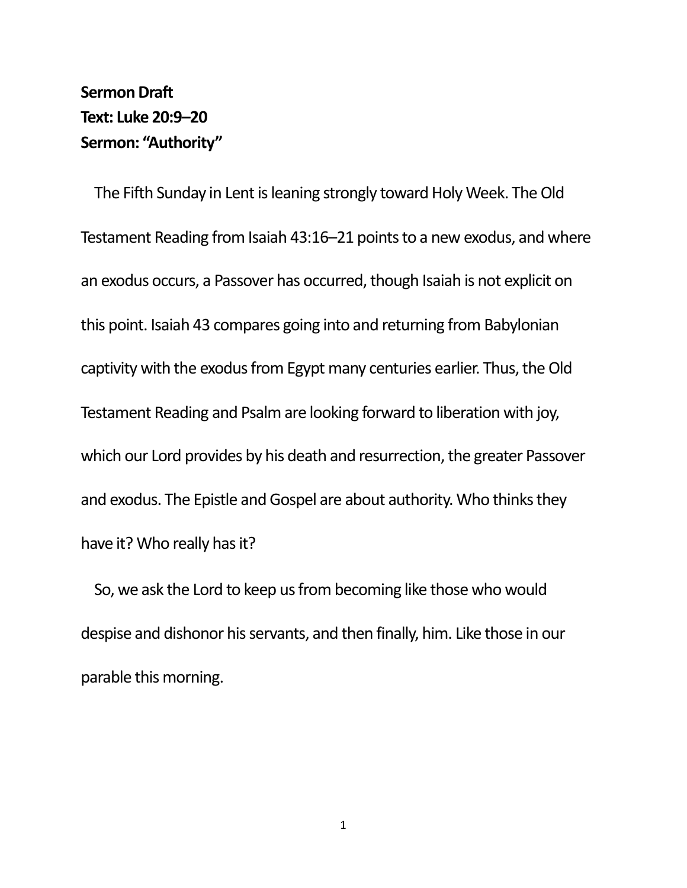**Sermon Draft**
**Text: Luke 20:9–20**
**Sermon: "Authority"**

The Fifth Sunday in Lent is leaning strongly toward Holy Week. The Old Testament Reading from Isaiah 43:16–21 points to a new exodus, and where an exodus occurs, a Passover has occurred, though Isaiah is not explicit on this point. Isaiah 43 compares going into and returning from Babylonian captivity with the exodus from Egypt many centuries earlier. Thus, the Old Testament Reading and Psalm are looking forward to liberation with joy, which our Lord provides by his death and resurrection, the greater Passover and exodus. The Epistle and Gospel are about authority. Who thinks they have it? Who really has it?

So, we ask the Lord to keep us from becoming like those who would despise and dishonor his servants, and then finally, him. Like those in our parable this morning.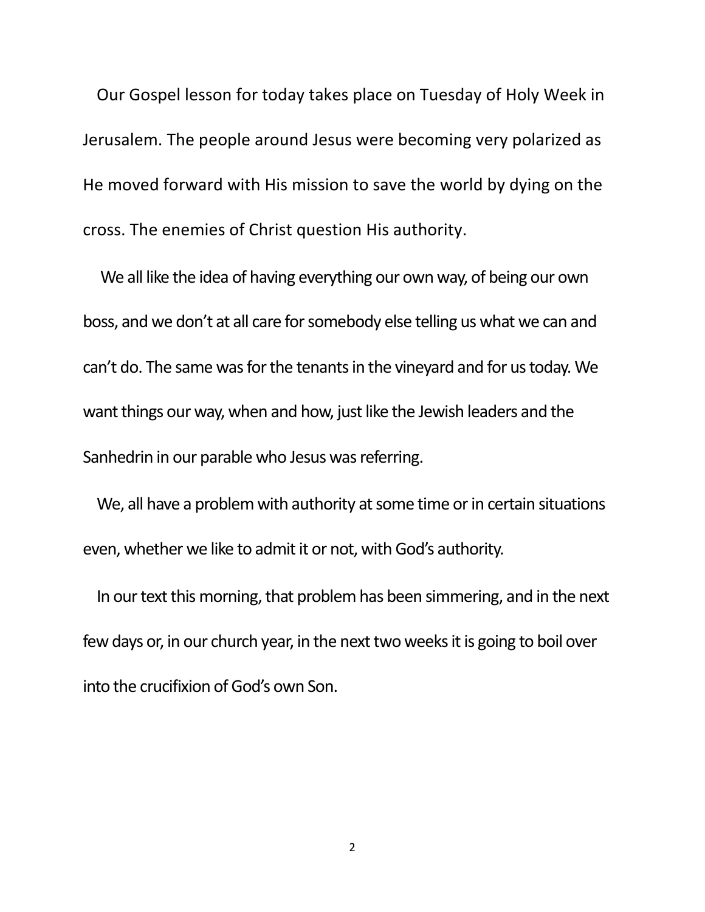Our Gospel lesson for today takes place on Tuesday of Holy Week in Jerusalem. The people around Jesus were becoming very polarized as He moved forward with His mission to save the world by dying on the cross. The enemies of Christ question His authority.

We all like the idea of having everything our own way, of being our own boss, and we don't at all care for somebody else telling us what we can and can't do. The same was for the tenants in the vineyard and for us today. We want things our way, when and how, just like the Jewish leaders and the Sanhedrin in our parable who Jesus was referring.

We, all have a problem with authority at some time or in certain situations even, whether we like to admit it or not, with God's authority.

In our text this morning, that problem has been simmering, and in the next few days or, in our church year, in the next two weeks it is going to boil over into the crucifixion of God's own Son.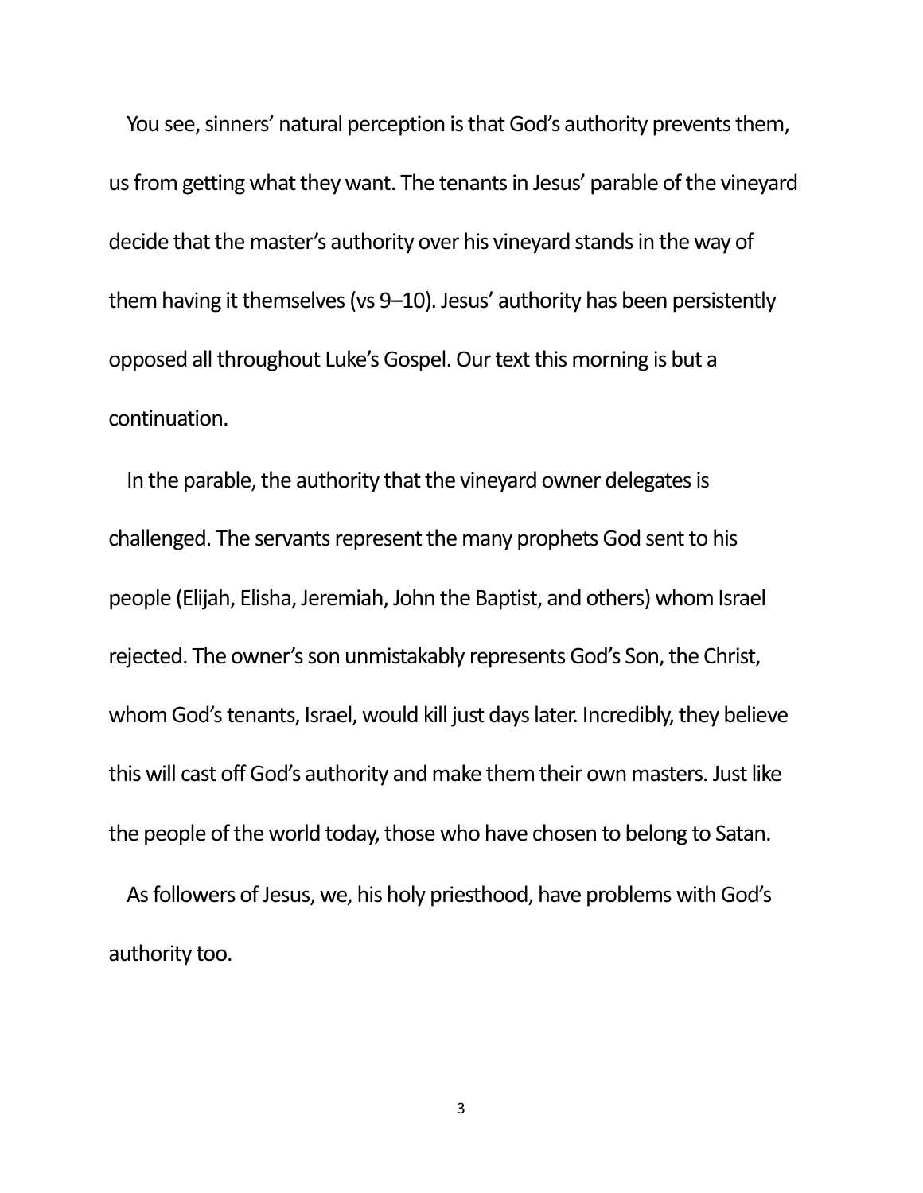You see, sinners' natural perception is that God's authority prevents them, us from getting what they want. The tenants in Jesus' parable of the vineyard decide that the master's authority over his vineyard stands in the way of them having it themselves (vs 9–10). Jesus' authority has been persistently opposed all throughout Luke's Gospel. Our text this morning is but a continuation.

In the parable, the authority that the vineyard owner delegates is challenged. The servants represent the many prophets God sent to his people (Elijah, Elisha, Jeremiah, John the Baptist, and others) whom Israel rejected. The owner's son unmistakably represents God's Son, the Christ, whom God's tenants, Israel, would kill just days later. Incredibly, they believe this will cast off God's authority and make them their own masters. Just like the people of the world today, those who have chosen to belong to Satan.

As followers of Jesus, we, his holy priesthood, have problems with God's authority too.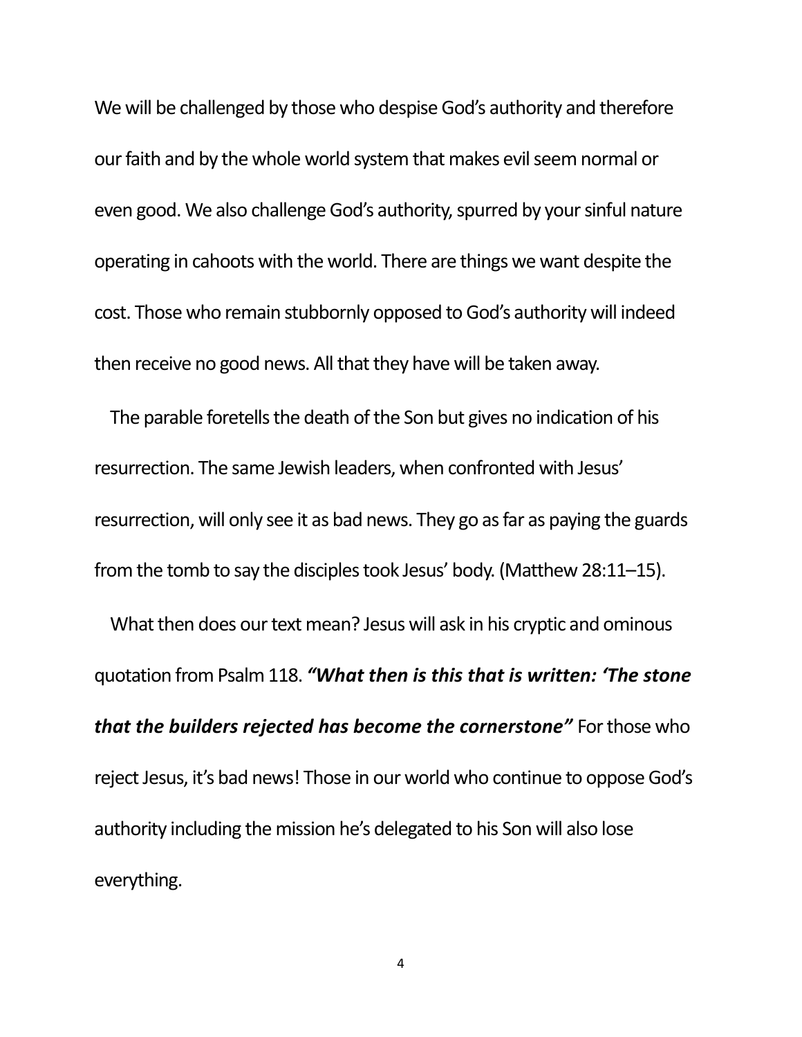We will be challenged by those who despise God's authority and therefore our faith and by the whole world system that makes evil seem normal or even good. We also challenge God's authority, spurred by your sinful nature operating in cahoots with the world. There are things we want despite the cost. Those who remain stubbornly opposed to God's authority will indeed then receive no good news. All that they have will be taken away.

The parable foretells the death of the Son but gives no indication of his resurrection. The same Jewish leaders, when confronted with Jesus' resurrection, will only see it as bad news. They go as far as paying the guards from the tomb to say the disciples took Jesus' body. (Matthew 28:11–15).

What then does our text mean? Jesus will ask in his cryptic and ominous quotation from Psalm 118. ***"What then is this that is written: 'The stone that the builders rejected has become the cornerstone"*** For those who reject Jesus, it's bad news! Those in our world who continue to oppose God's authority including the mission he's delegated to his Son will also lose everything.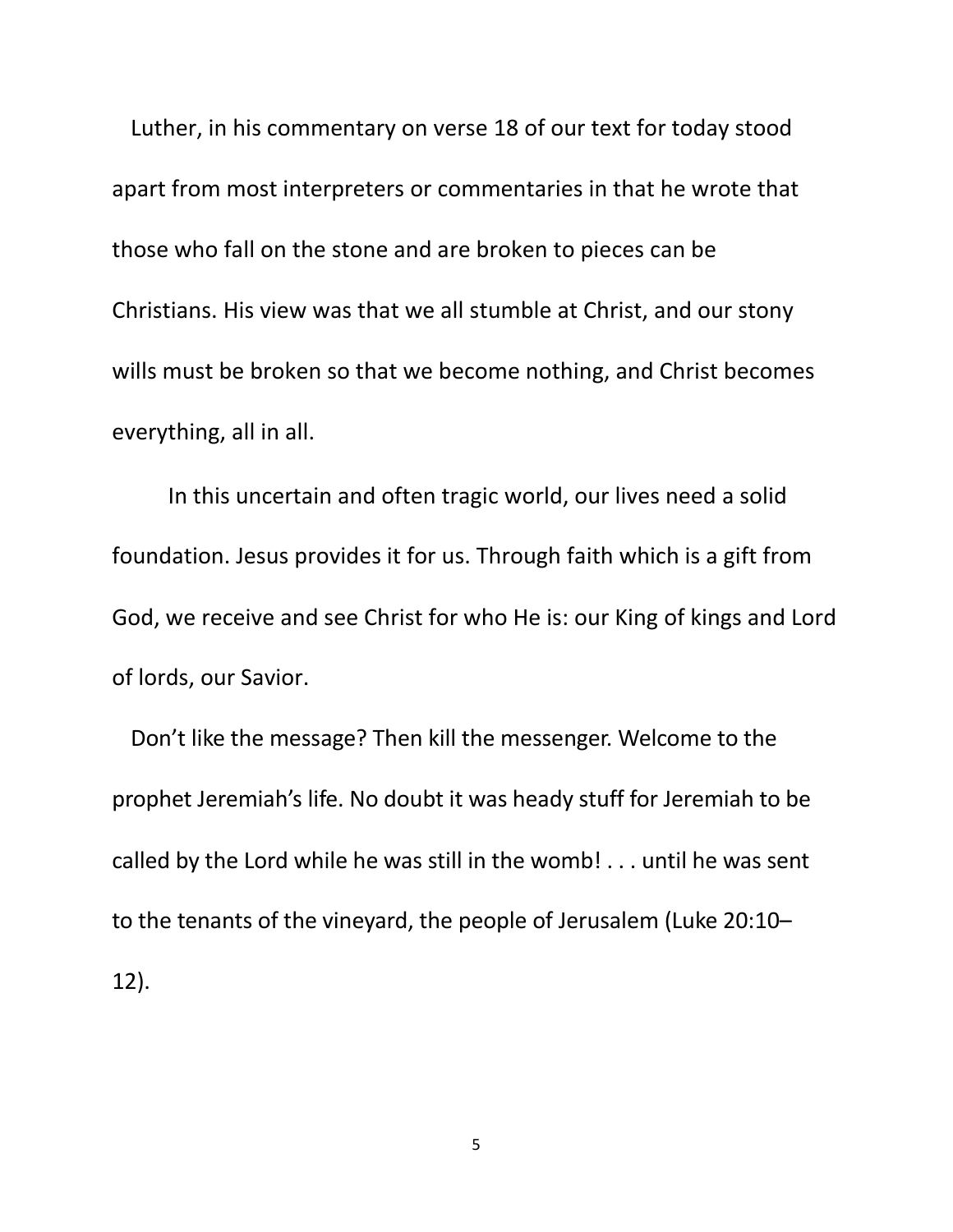Luther, in his commentary on verse 18 of our text for today stood apart from most interpreters or commentaries in that he wrote that those who fall on the stone and are broken to pieces can be Christians. His view was that we all stumble at Christ, and our stony wills must be broken so that we become nothing, and Christ becomes everything, all in all.

In this uncertain and often tragic world, our lives need a solid foundation. Jesus provides it for us. Through faith which is a gift from God, we receive and see Christ for who He is: our King of kings and Lord of lords, our Savior.

Don't like the message? Then kill the messenger. Welcome to the prophet Jeremiah's life. No doubt it was heady stuff for Jeremiah to be called by the Lord while he was still in the womb! . . . until he was sent to the tenants of the vineyard, the people of Jerusalem (Luke 20:10–12).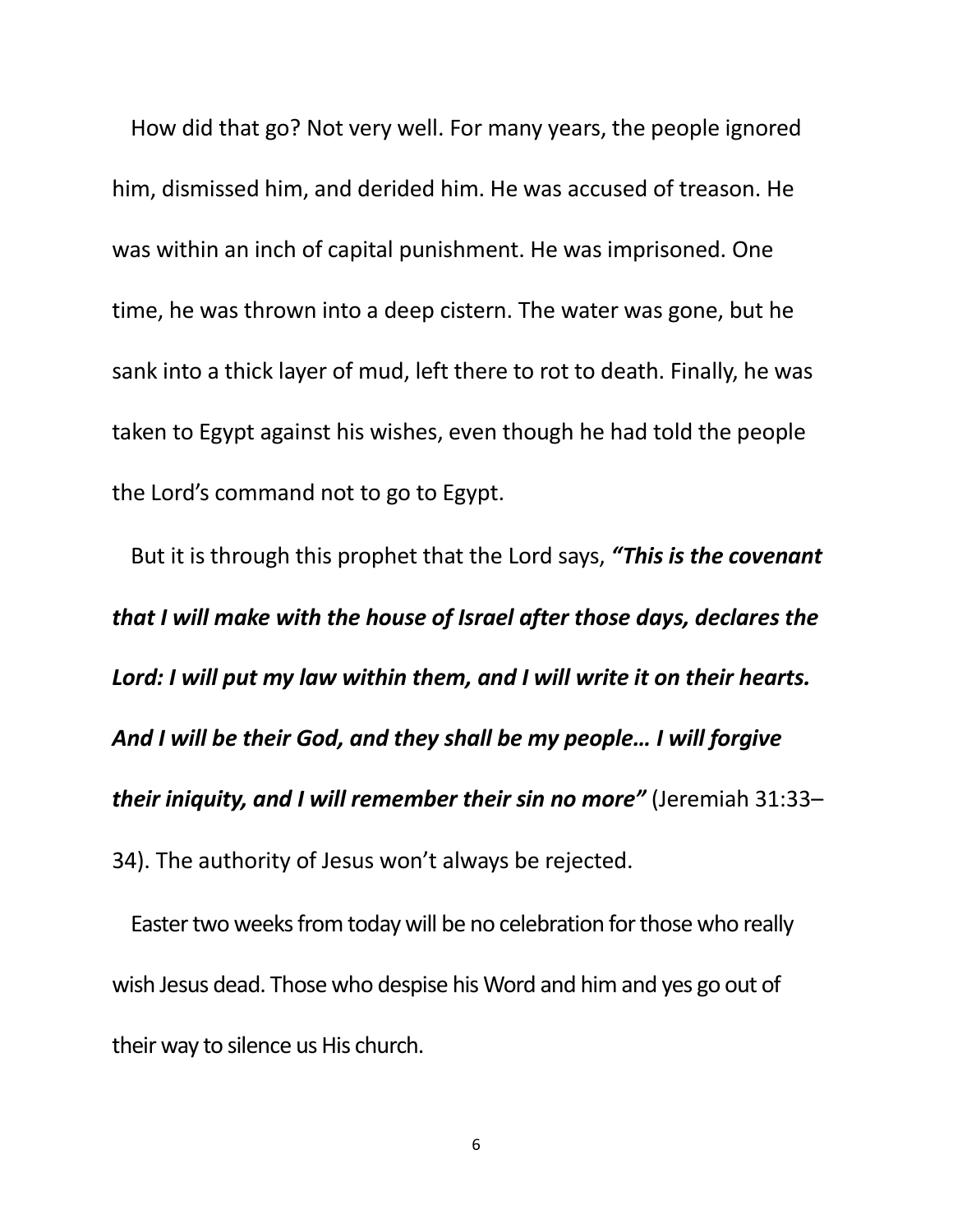How did that go? Not very well. For many years, the people ignored him, dismissed him, and derided him. He was accused of treason. He was within an inch of capital punishment. He was imprisoned. One time, he was thrown into a deep cistern. The water was gone, but he sank into a thick layer of mud, left there to rot to death. Finally, he was taken to Egypt against his wishes, even though he had told the people the Lord's command not to go to Egypt.

But it is through this prophet that the Lord says, ***"This is the covenant that I will make with the house of Israel after those days, declares the Lord: I will put my law within them, and I will write it on their hearts. And I will be their God, and they shall be my people… I will forgive their iniquity, and I will remember their sin no more"*** (Jeremiah 31:33–34). The authority of Jesus won't always be rejected.

Easter two weeks from today will be no celebration for those who really wish Jesus dead. Those who despise his Word and him and yes go out of their way to silence us His church.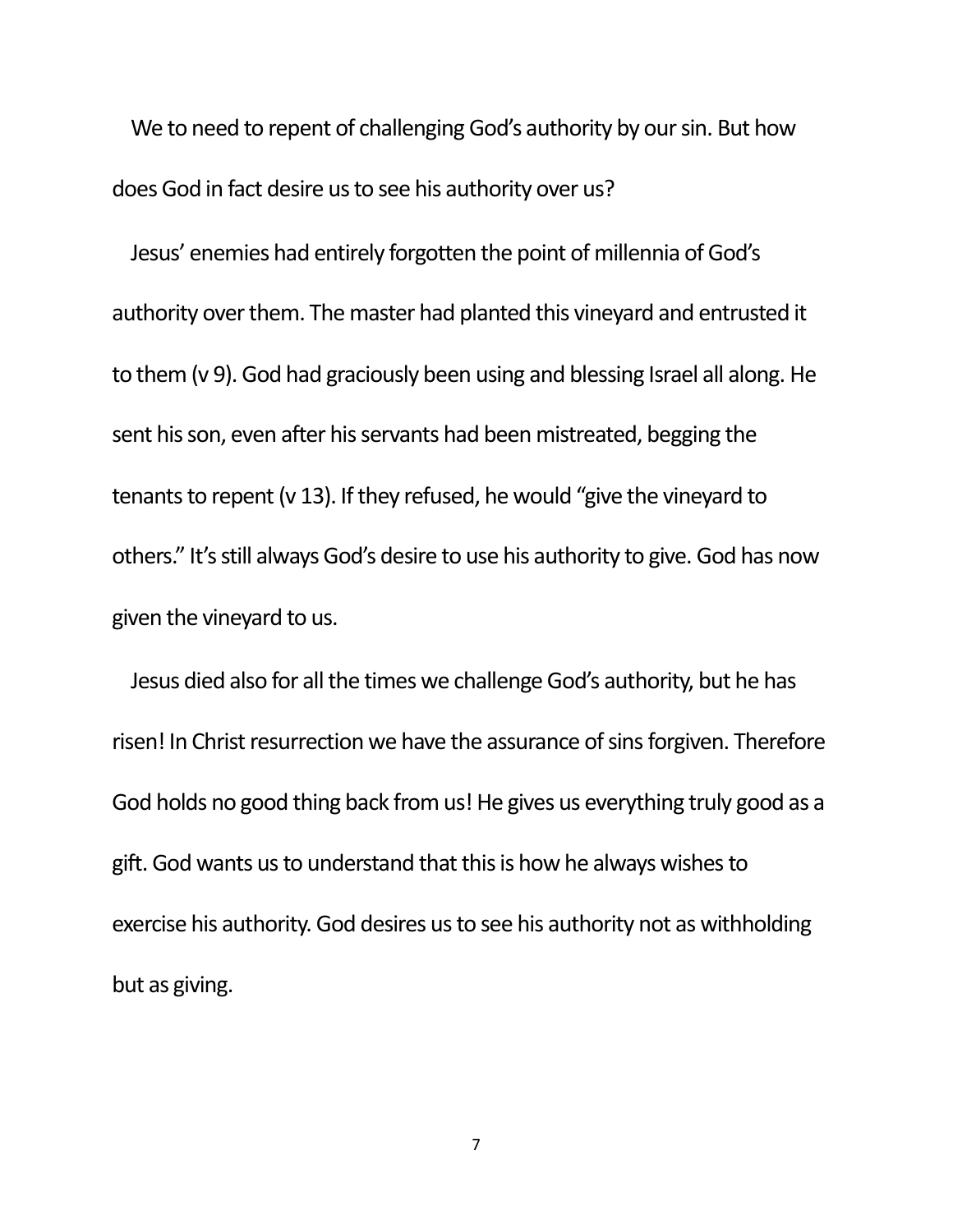We to need to repent of challenging God's authority by our sin. But how does God in fact desire us to see his authority over us?

Jesus' enemies had entirely forgotten the point of millennia of God's authority over them. The master had planted this vineyard and entrusted it to them (v 9). God had graciously been using and blessing Israel all along. He sent his son, even after his servants had been mistreated, begging the tenants to repent (v 13). If they refused, he would "give the vineyard to others." It's still always God's desire to use his authority to give. God has now given the vineyard to us.

Jesus died also for all the times we challenge God's authority, but he has risen! In Christ resurrection we have the assurance of sins forgiven. Therefore God holds no good thing back from us! He gives us everything truly good as a gift. God wants us to understand that this is how he always wishes to exercise his authority. God desires us to see his authority not as withholding but as giving.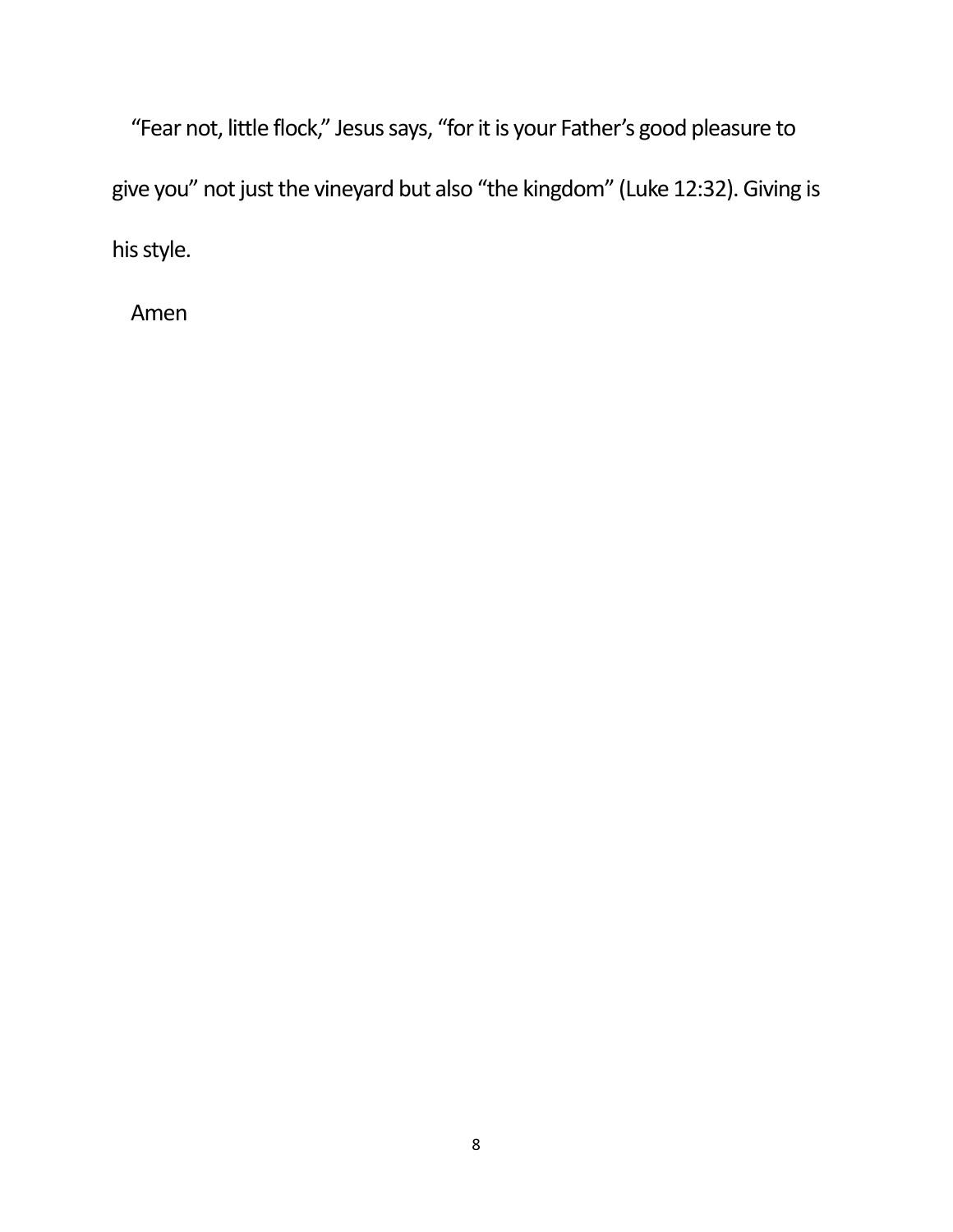"Fear not, little flock," Jesus says, "for it is your Father's good pleasure to give you" not just the vineyard but also "the kingdom" (Luke 12:32). Giving is his style.

Amen